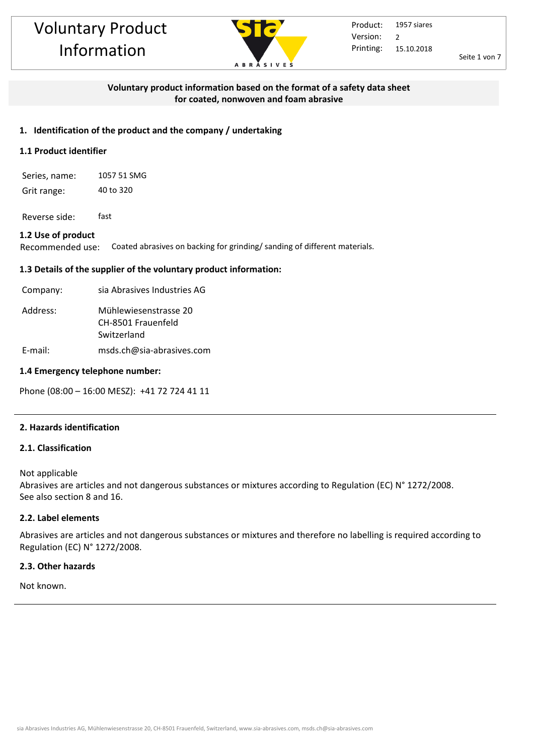# Voluntary Product Information

| Product: | 1957 siares |
| --- | --- |
| Version: | 2 |
| Printing: | 15.10.2018 |

**Voluntary product information based on the format of a safety data sheet for coated, nonwoven and foam abrasive**

## 1. Identification of the product and the company / undertaking

### 1.1 Product identifier

Series, name: 1057 51 SMG

Grit range: 40 to 320

Reverse side: fast

### 1.2 Use of product

Recommended use: Coated abrasives on backing for grinding/ sanding of different materials.

### 1.3 Details of the supplier of the voluntary product information:

Company: sia Abrasives Industries AG

Address: Mühlewiesenstrasse 20
CH-8501 Frauenfeld
Switzerland

E-mail: msds.ch@sia-abrasives.com

### 1.4 Emergency telephone number:

Phone (08:00 – 16:00 MESZ): +41 72 724 41 11

## 2. Hazards identification

### 2.1. Classification

Not applicable
Abrasives are articles and not dangerous substances or mixtures according to Regulation (EC) N° 1272/2008.
See also section 8 and 16.

### 2.2. Label elements

Abrasives are articles and not dangerous substances or mixtures and therefore no labelling is required according to Regulation (EC) N° 1272/2008.

### 2.3. Other hazards

Not known.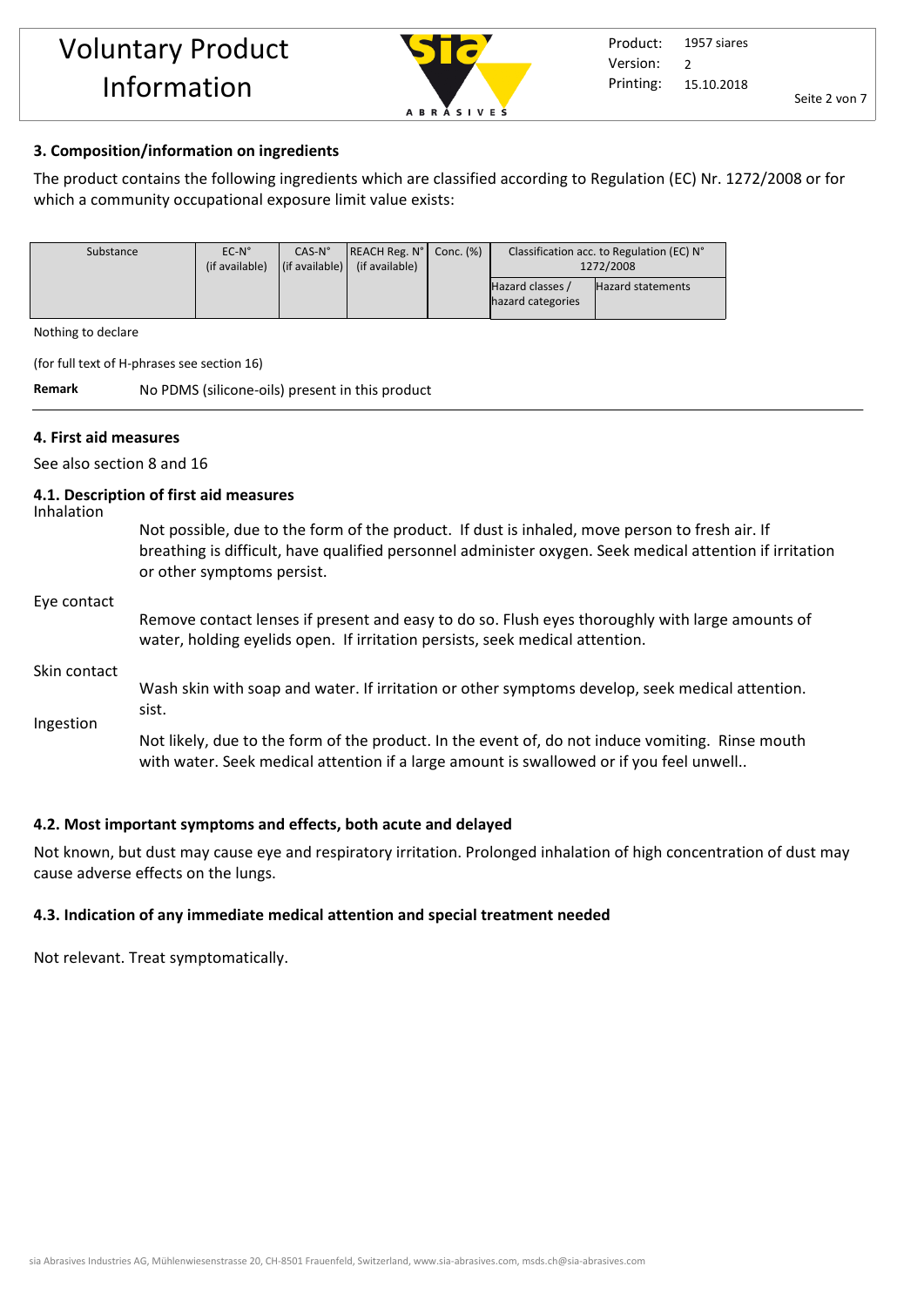## 3. Composition/information on ingredients

The product contains the following ingredients which are classified according to Regulation (EC) Nr. 1272/2008 or for which a community occupational exposure limit value exists:

| Substance | EC-N° (if available) | CAS-N° (if available) | REACH Reg. N° (if available) | Conc. (%) | Classification acc. to Regulation (EC) N° 1272/2008 | |
|---|---|---|---|---|---|---|
| | | | | | Hazard classes / hazard categories | Hazard statements |
| | | | | | | |

Nothing to declare

(for full text of H-phrases see section 16)

**Remark** No PDMS (silicone-oils) present in this product

## 4. First aid measures

See also section 8 and 16

### 4.1. Description of first aid measures

**Inhalation**

Not possible, due to the form of the product. If dust is inhaled, move person to fresh air. If breathing is difficult, have qualified personnel administer oxygen. Seek medical attention if irritation or other symptoms persist.

**Eye contact**

Remove contact lenses if present and easy to do so. Flush eyes thoroughly with large amounts of water, holding eyelids open. If irritation persists, seek medical attention.

**Skin contact**

Wash skin with soap and water. If irritation or other symptoms develop, seek medical attention. sist.

**Ingestion**

Not likely, due to the form of the product. In the event of, do not induce vomiting. Rinse mouth with water. Seek medical attention if a large amount is swallowed or if you feel unwell..

### 4.2. Most important symptoms and effects, both acute and delayed

Not known, but dust may cause eye and respiratory irritation. Prolonged inhalation of high concentration of dust may cause adverse effects on the lungs.

### 4.3. Indication of any immediate medical attention and special treatment needed

Not relevant. Treat symptomatically.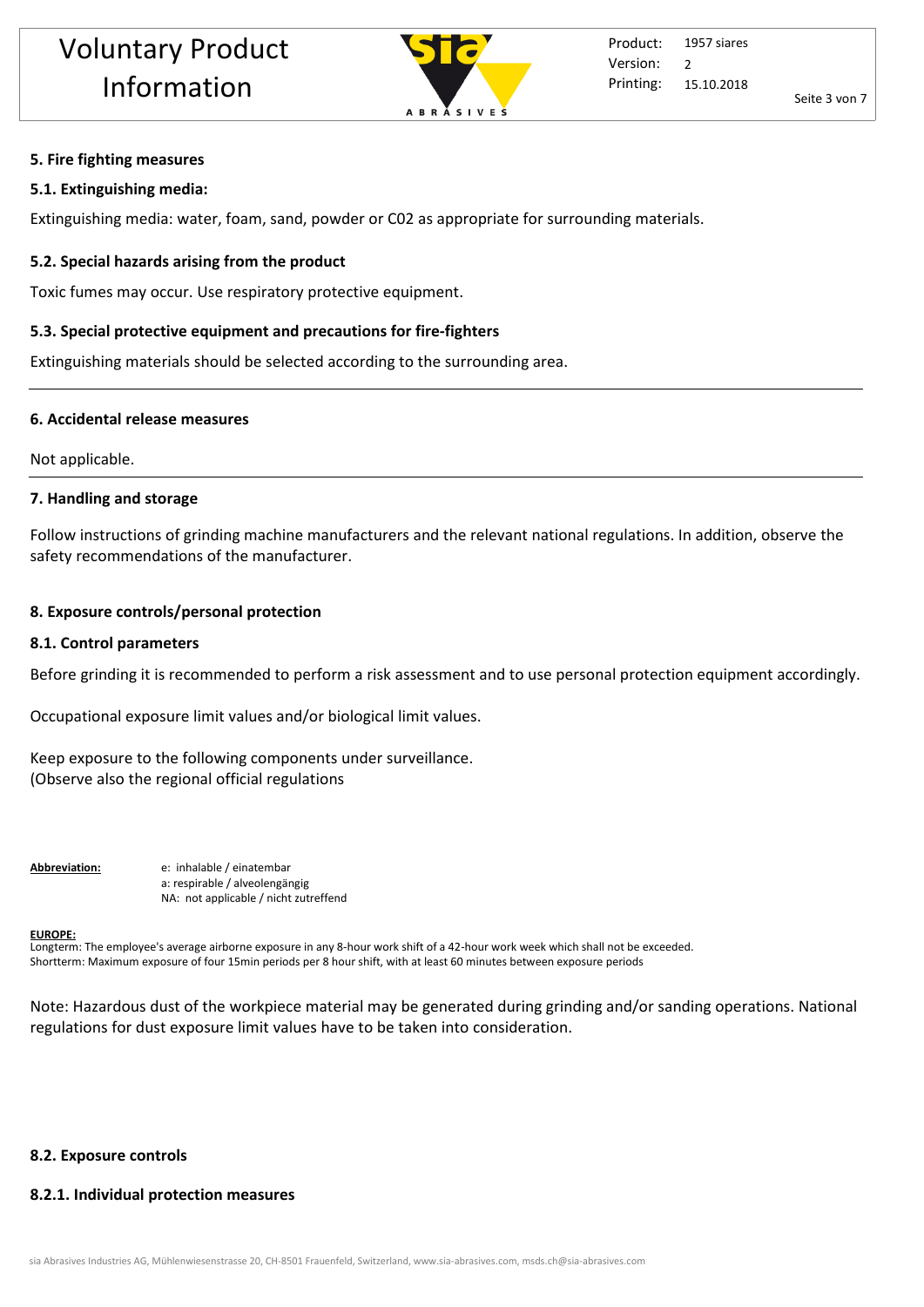## 5. Fire fighting measures

### 5.1. Extinguishing media:

Extinguishing media: water, foam, sand, powder or C02 as appropriate for surrounding materials.

### 5.2. Special hazards arising from the product

Toxic fumes may occur. Use respiratory protective equipment.

### 5.3. Special protective equipment and precautions for fire-fighters

Extinguishing materials should be selected according to the surrounding area.

---

## 6. Accidental release measures

Not applicable.

---

## 7. Handling and storage

Follow instructions of grinding machine manufacturers and the relevant national regulations. In addition, observe the safety recommendations of the manufacturer.

## 8. Exposure controls/personal protection

### 8.1. Control parameters

Before grinding it is recommended to perform a risk assessment and to use personal protection equipment accordingly.

Occupational exposure limit values and/or biological limit values.

Keep exposure to the following components under surveillance.
(Observe also the regional official regulations

**Abbreviation:**
e: inhalable / einatembar
a: respirable / alveolengängig
NA: not applicable / nicht zutreffend

**EUROPE:**
Longterm: The employee's average airborne exposure in any 8-hour work shift of a 42-hour work week which shall not be exceeded.
Shortterm: Maximum exposure of four 15min periods per 8 hour shift, with at least 60 minutes between exposure periods

Note: Hazardous dust of the workpiece material may be generated during grinding and/or sanding operations. National regulations for dust exposure limit values have to be taken into consideration.

### 8.2. Exposure controls

#### 8.2.1. Individual protection measures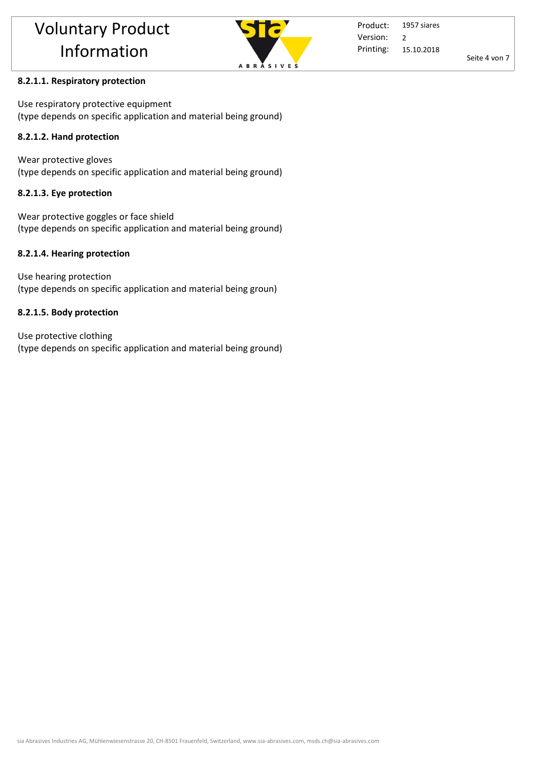#### 8.2.1.1. Respiratory protection

Use respiratory protective equipment
(type depends on specific application and material being ground)

#### 8.2.1.2. Hand protection

Wear protective gloves
(type depends on specific application and material being ground)

#### 8.2.1.3. Eye protection

Wear protective goggles or face shield
(type depends on specific application and material being ground)

#### 8.2.1.4. Hearing protection

Use hearing protection
(type depends on specific application and material being groun)

#### 8.2.1.5. Body protection

Use protective clothing
(type depends on specific application and material being ground)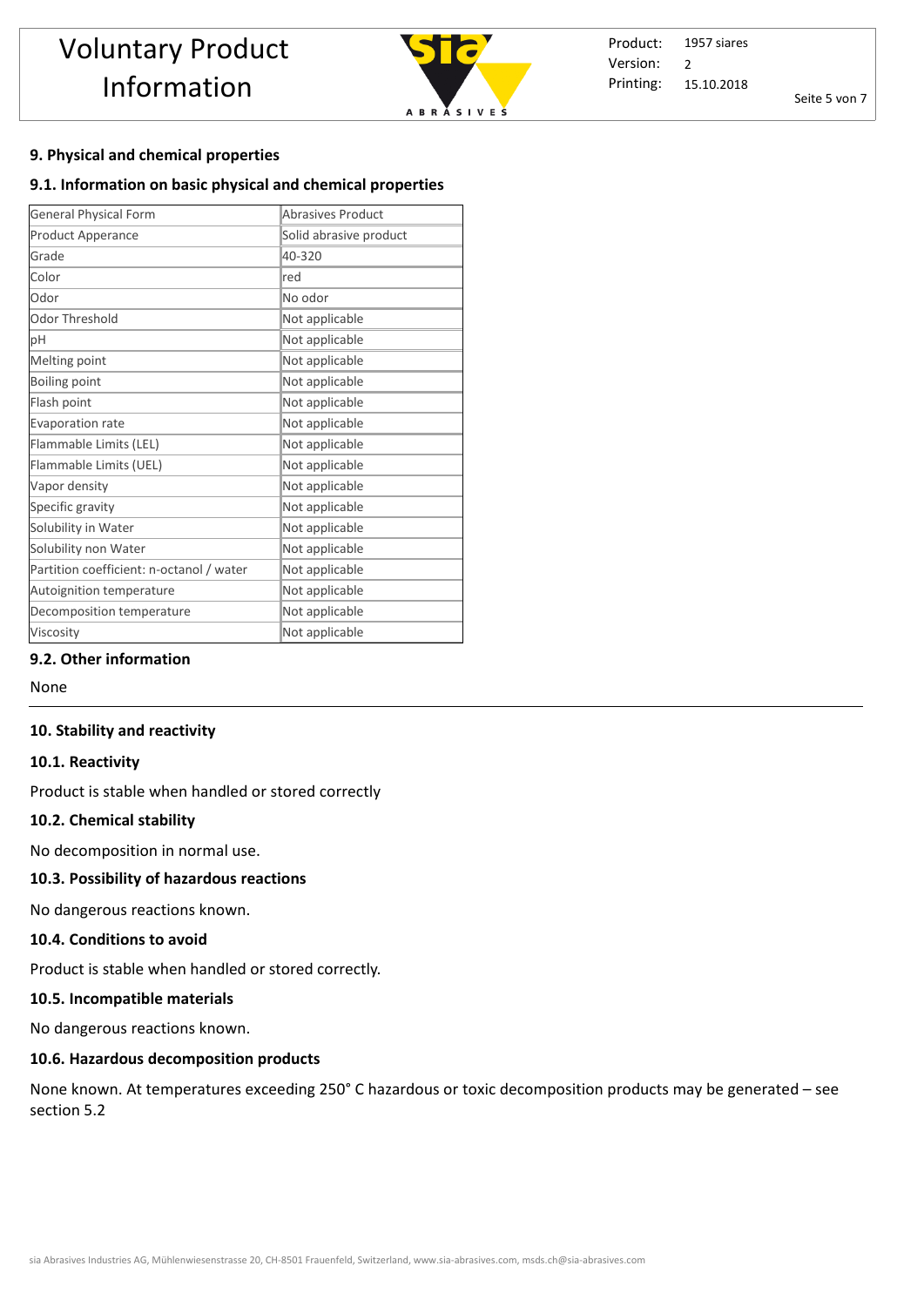## 9. Physical and chemical properties

### 9.1. Information on basic physical and chemical properties

| General Physical Form | Abrasives Product |
|---|---|
| Product Apperance | Solid abrasive product |
| Grade | 40-320 |
| Color | red |
| Odor | No odor |
| Odor Threshold | Not applicable |
| pH | Not applicable |
| Melting point | Not applicable |
| Boiling point | Not applicable |
| Flash point | Not applicable |
| Evaporation rate | Not applicable |
| Flammable Limits (LEL) | Not applicable |
| Flammable Limits (UEL) | Not applicable |
| Vapor density | Not applicable |
| Specific gravity | Not applicable |
| Solubility in Water | Not applicable |
| Solubility non Water | Not applicable |
| Partition coefficient: n-octanol / water | Not applicable |
| Autoignition temperature | Not applicable |
| Decomposition temperature | Not applicable |
| Viscosity | Not applicable |

### 9.2. Other information

None

---

## 10. Stability and reactivity

### 10.1. Reactivity

Product is stable when handled or stored correctly

### 10.2. Chemical stability

No decomposition in normal use.

### 10.3. Possibility of hazardous reactions

No dangerous reactions known.

### 10.4. Conditions to avoid

Product is stable when handled or stored correctly.

### 10.5. Incompatible materials

No dangerous reactions known.

### 10.6. Hazardous decomposition products

None known. At temperatures exceeding 250° C hazardous or toxic decomposition products may be generated – see section 5.2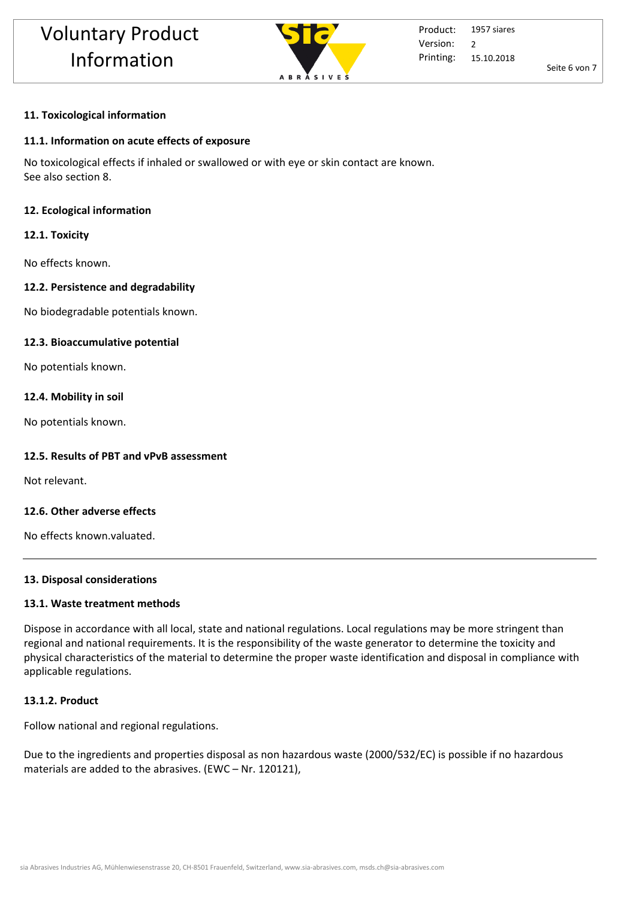## 11. Toxicological information

### 11.1. Information on acute effects of exposure

No toxicological effects if inhaled or swallowed or with eye or skin contact are known.
See also section 8.

## 12. Ecological information

### 12.1. Toxicity

No effects known.

### 12.2. Persistence and degradability

No biodegradable potentials known.

### 12.3. Bioaccumulative potential

No potentials known.

### 12.4. Mobility in soil

No potentials known.

### 12.5. Results of PBT and vPvB assessment

Not relevant.

### 12.6. Other adverse effects

No effects known.valuated.

---

## 13. Disposal considerations

### 13.1. Waste treatment methods

Dispose in accordance with all local, state and national regulations. Local regulations may be more stringent than regional and national requirements. It is the responsibility of the waste generator to determine the toxicity and physical characteristics of the material to determine the proper waste identification and disposal in compliance with applicable regulations.

### 13.1.2. Product

Follow national and regional regulations.

Due to the ingredients and properties disposal as non hazardous waste (2000/532/EC) is possible if no hazardous materials are added to the abrasives. (EWC – Nr. 120121),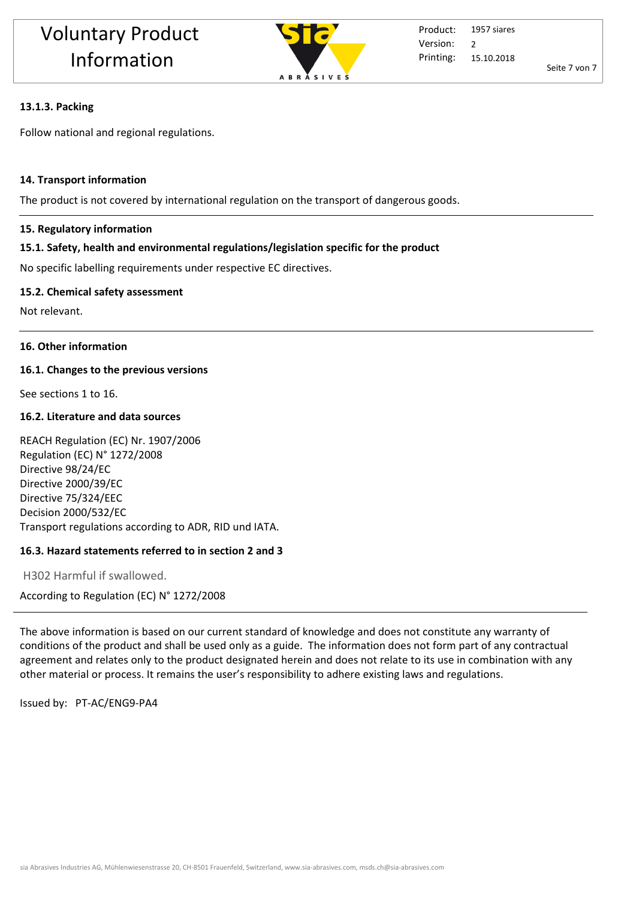#### 13.1.3. Packing

Follow national and regional regulations.

## 14. Transport information

The product is not covered by international regulation on the transport of dangerous goods.

## 15. Regulatory information

### 15.1. Safety, health and environmental regulations/legislation specific for the product

No specific labelling requirements under respective EC directives.

### 15.2. Chemical safety assessment

Not relevant.

## 16. Other information

### 16.1. Changes to the previous versions

See sections 1 to 16.

### 16.2. Literature and data sources

REACH Regulation (EC) Nr. 1907/2006
Regulation (EC) N° 1272/2008
Directive 98/24/EC
Directive 2000/39/EC
Directive 75/324/EEC
Decision 2000/532/EC
Transport regulations according to ADR, RID und IATA.

### 16.3. Hazard statements referred to in section 2 and 3

H302 Harmful if swallowed.

According to Regulation (EC) N° 1272/2008

---

The above information is based on our current standard of knowledge and does not constitute any warranty of conditions of the product and shall be used only as a guide. The information does not form part of any contractual agreement and relates only to the product designated herein and does not relate to its use in combination with any other material or process. It remains the user's responsibility to adhere existing laws and regulations.

Issued by: PT-AC/ENG9-PA4